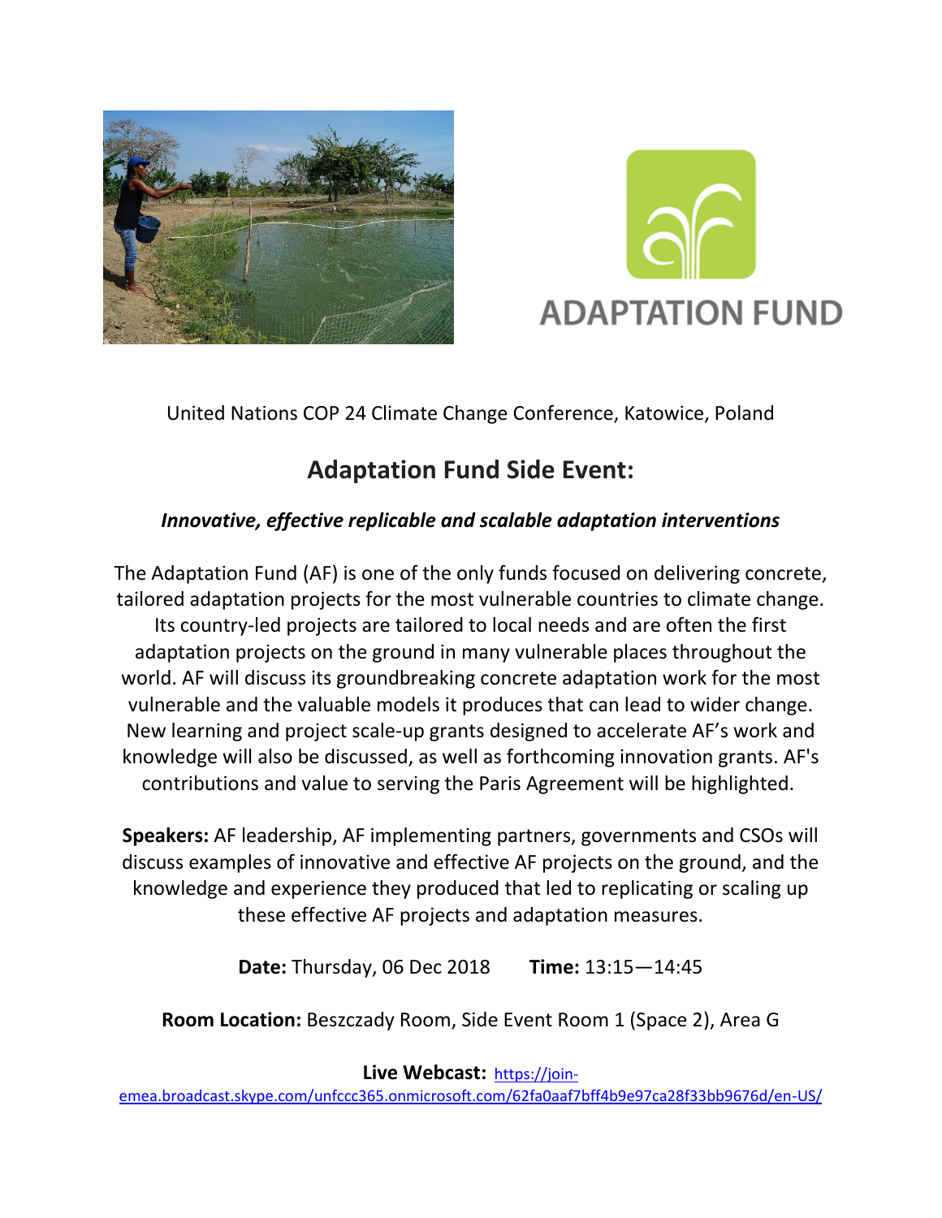ADAPTATION FUND

United Nations COP 24 Climate Change Conference, Katowice, Poland

# Adaptation Fund Side Event:

***Innovative, effective replicable and scalable adaptation interventions***

The Adaptation Fund (AF) is one of the only funds focused on delivering concrete, tailored adaptation projects for the most vulnerable countries to climate change. Its country-led projects are tailored to local needs and are often the first adaptation projects on the ground in many vulnerable places throughout the world. AF will discuss its groundbreaking concrete adaptation work for the most vulnerable and the valuable models it produces that can lead to wider change. New learning and project scale-up grants designed to accelerate AF's work and knowledge will also be discussed, as well as forthcoming innovation grants. AF's contributions and value to serving the Paris Agreement will be highlighted.

**Speakers:** AF leadership, AF implementing partners, governments and CSOs will discuss examples of innovative and effective AF projects on the ground, and the knowledge and experience they produced that led to replicating or scaling up these effective AF projects and adaptation measures.

**Date:** Thursday, 06 Dec 2018 **Time:** 13:15—14:45

**Room Location:** Beszczady Room, Side Event Room 1 (Space 2), Area G

**Live Webcast:** https://join-emea.broadcast.skype.com/unfccc365.onmicrosoft.com/62fa0aaf7bff4b9e97ca28f33bb9676d/en-US/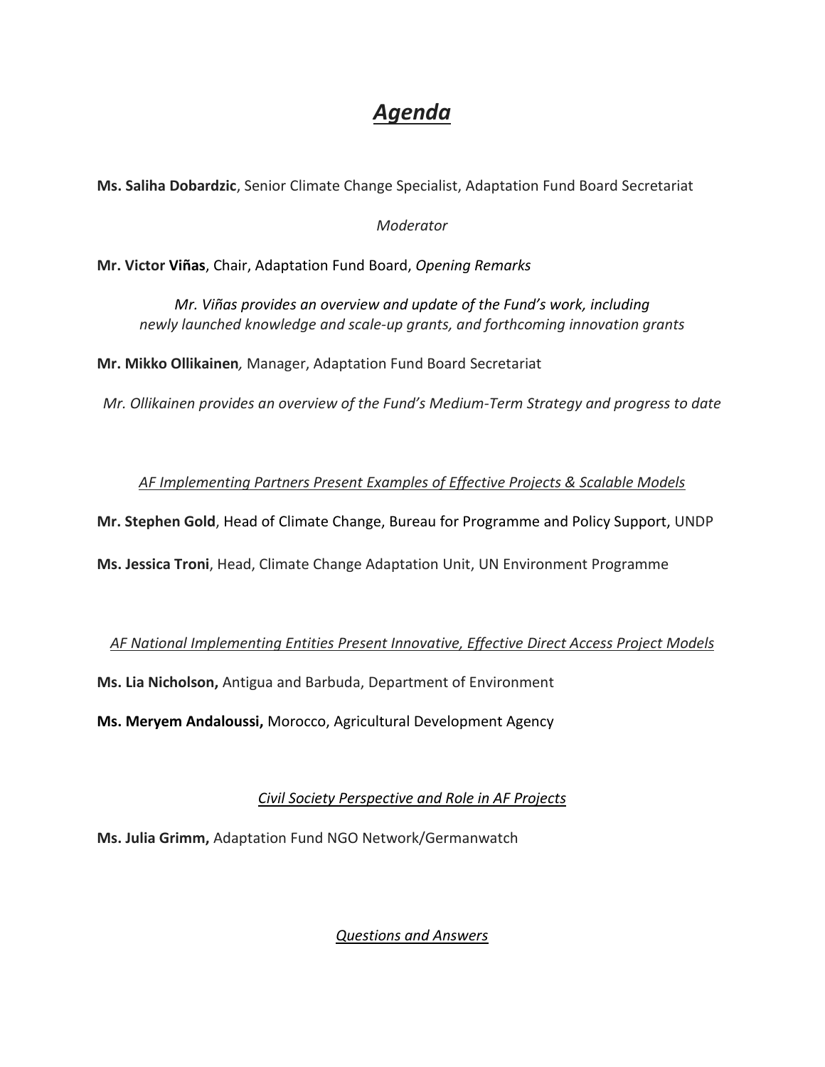# *Agenda*

**Ms. Saliha Dobardzic**, Senior Climate Change Specialist, Adaptation Fund Board Secretariat

*Moderator*

**Mr. Victor Viñas**, Chair, Adaptation Fund Board, *Opening Remarks*

*Mr. Viñas provides an overview and update of the Fund's work, including newly launched knowledge and scale-up grants, and forthcoming innovation grants*

**Mr. Mikko Ollikainen***,* Manager, Adaptation Fund Board Secretariat

*Mr. Ollikainen provides an overview of the Fund's Medium-Term Strategy and progress to date*

*AF Implementing Partners Present Examples of Effective Projects & Scalable Models*

**Mr. Stephen Gold**, Head of Climate Change, Bureau for Programme and Policy Support, UNDP

**Ms. Jessica Troni**, Head, Climate Change Adaptation Unit, UN Environment Programme

*AF National Implementing Entities Present Innovative, Effective Direct Access Project Models*

**Ms. Lia Nicholson,** Antigua and Barbuda, Department of Environment

**Ms. Meryem Andaloussi,** Morocco, Agricultural Development Agency

*Civil Society Perspective and Role in AF Projects*

**Ms. Julia Grimm,** Adaptation Fund NGO Network/Germanwatch

*Questions and Answers*